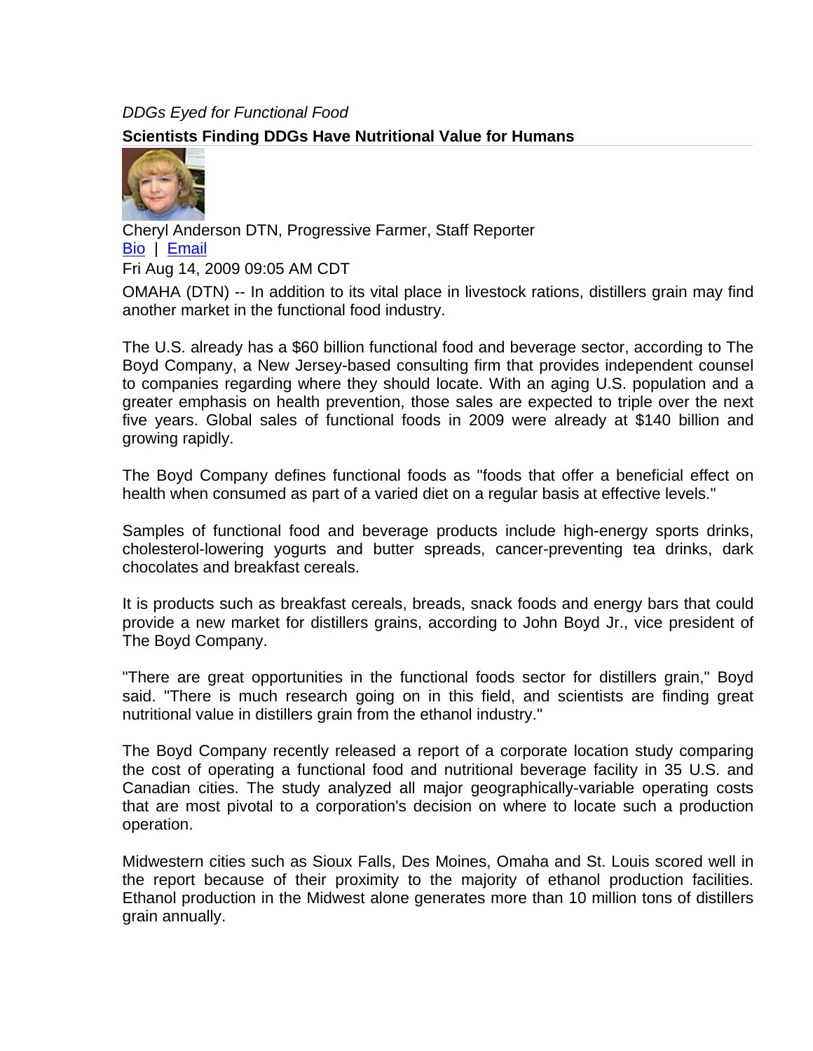*DDGs Eyed for Functional Food*

**Scientists Finding DDGs Have Nutritional Value for Humans**

Cheryl Anderson DTN, Progressive Farmer, Staff Reporter
Bio | Email
Fri Aug 14, 2009 09:05 AM CDT

OMAHA (DTN) -- In addition to its vital place in livestock rations, distillers grain may find another market in the functional food industry.

The U.S. already has a $60 billion functional food and beverage sector, according to The Boyd Company, a New Jersey-based consulting firm that provides independent counsel to companies regarding where they should locate. With an aging U.S. population and a greater emphasis on health prevention, those sales are expected to triple over the next five years. Global sales of functional foods in 2009 were already at $140 billion and growing rapidly.

The Boyd Company defines functional foods as "foods that offer a beneficial effect on health when consumed as part of a varied diet on a regular basis at effective levels."

Samples of functional food and beverage products include high-energy sports drinks, cholesterol-lowering yogurts and butter spreads, cancer-preventing tea drinks, dark chocolates and breakfast cereals.

It is products such as breakfast cereals, breads, snack foods and energy bars that could provide a new market for distillers grains, according to John Boyd Jr., vice president of The Boyd Company.

"There are great opportunities in the functional foods sector for distillers grain," Boyd said. "There is much research going on in this field, and scientists are finding great nutritional value in distillers grain from the ethanol industry."

The Boyd Company recently released a report of a corporate location study comparing the cost of operating a functional food and nutritional beverage facility in 35 U.S. and Canadian cities. The study analyzed all major geographically-variable operating costs that are most pivotal to a corporation's decision on where to locate such a production operation.

Midwestern cities such as Sioux Falls, Des Moines, Omaha and St. Louis scored well in the report because of their proximity to the majority of ethanol production facilities. Ethanol production in the Midwest alone generates more than 10 million tons of distillers grain annually.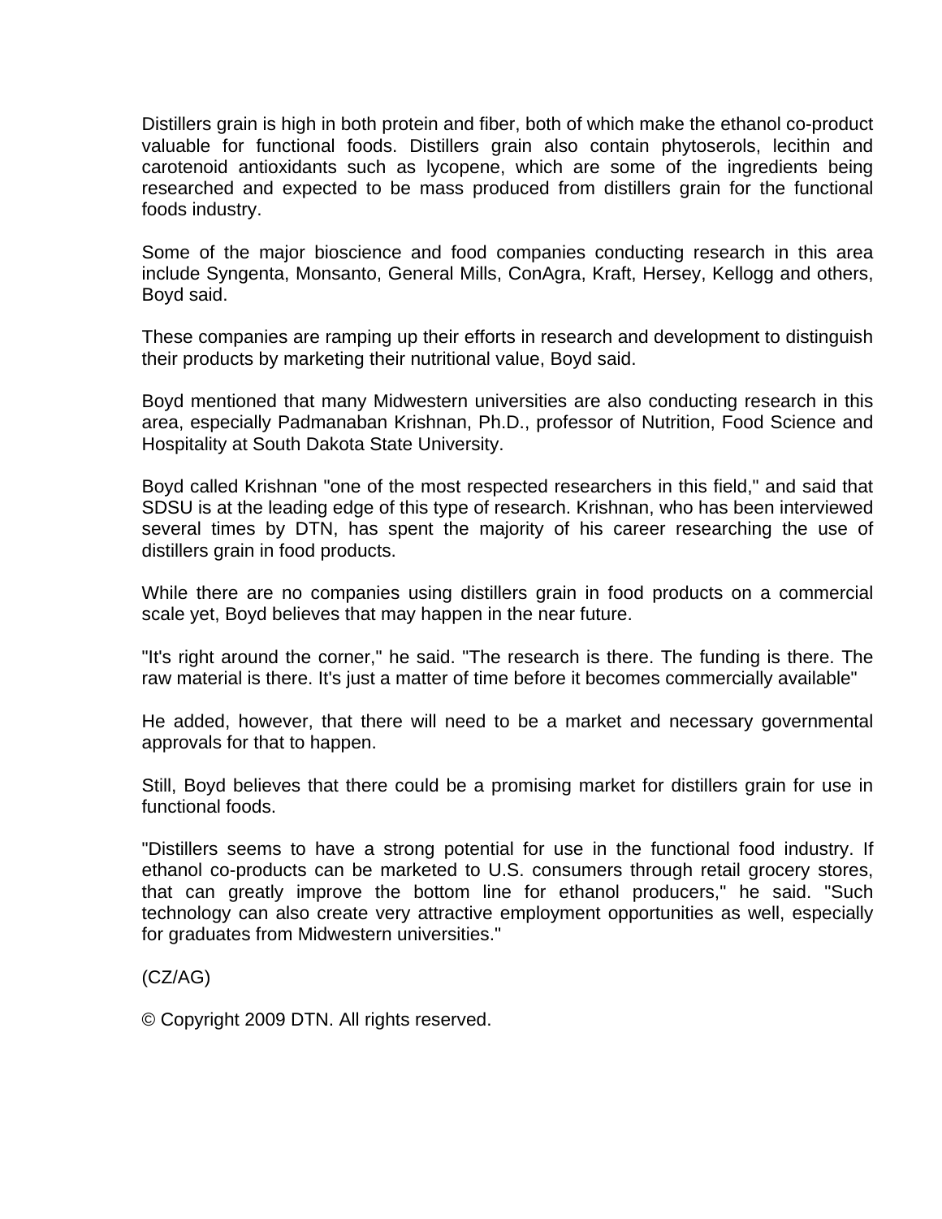Distillers grain is high in both protein and fiber, both of which make the ethanol co-product valuable for functional foods. Distillers grain also contain phytoserols, lecithin and carotenoid antioxidants such as lycopene, which are some of the ingredients being researched and expected to be mass produced from distillers grain for the functional foods industry.

Some of the major bioscience and food companies conducting research in this area include Syngenta, Monsanto, General Mills, ConAgra, Kraft, Hersey, Kellogg and others, Boyd said.

These companies are ramping up their efforts in research and development to distinguish their products by marketing their nutritional value, Boyd said.

Boyd mentioned that many Midwestern universities are also conducting research in this area, especially Padmanaban Krishnan, Ph.D., professor of Nutrition, Food Science and Hospitality at South Dakota State University.

Boyd called Krishnan "one of the most respected researchers in this field," and said that SDSU is at the leading edge of this type of research. Krishnan, who has been interviewed several times by DTN, has spent the majority of his career researching the use of distillers grain in food products.

While there are no companies using distillers grain in food products on a commercial scale yet, Boyd believes that may happen in the near future.

"It's right around the corner," he said. "The research is there. The funding is there. The raw material is there. It's just a matter of time before it becomes commercially available"

He added, however, that there will need to be a market and necessary governmental approvals for that to happen.

Still, Boyd believes that there could be a promising market for distillers grain for use in functional foods.

"Distillers seems to have a strong potential for use in the functional food industry. If ethanol co-products can be marketed to U.S. consumers through retail grocery stores, that can greatly improve the bottom line for ethanol producers," he said. "Such technology can also create very attractive employment opportunities as well, especially for graduates from Midwestern universities."

(CZ/AG)

© Copyright 2009 DTN. All rights reserved.